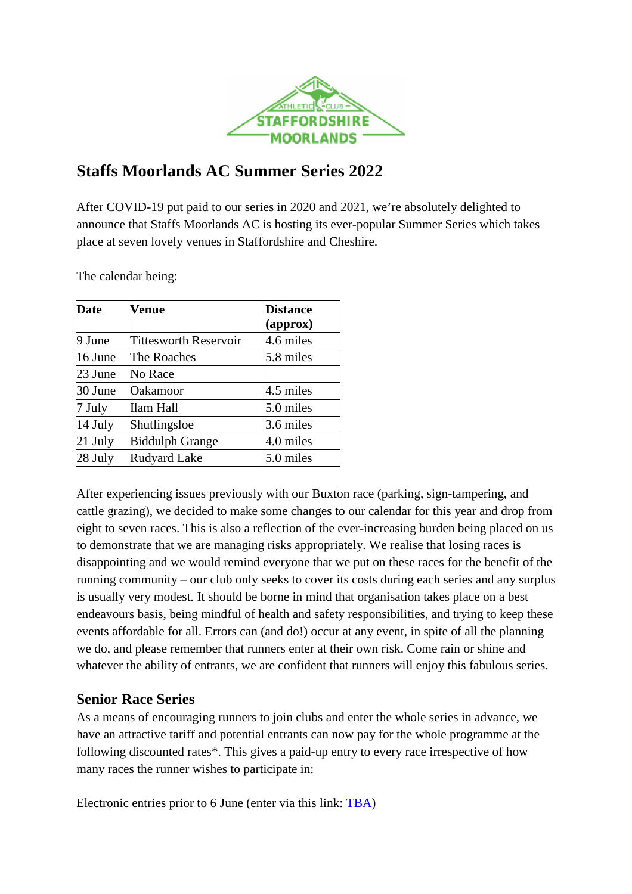# Staffs Moorlands AC Summer Series 2022

After COVID-19 put paid to our series in 2020 and 2021, we're absolutely delighted to announce that Staffs Moorlands AC is hosting its ever-popular Summer Series which takes place at seven lovely venues in Staffordshire and Cheshire.

The calendar being:

| Date | Venue | Distance (approx) |
|---|---|---|
| 9 June | Tittesworth Reservoir | 4.6 miles |
| 16 June | The Roaches | 5.8 miles |
| 23 June | No Race | |
| 30 June | Oakamoor | 4.5 miles |
| 7 July | Ilam Hall | 5.0 miles |
| 14 July | Shutlingsloe | 3.6 miles |
| 21 July | Biddulph Grange | 4.0 miles |
| 28 July | Rudyard Lake | 5.0 miles |

After experiencing issues previously with our Buxton race (parking, sign-tampering, and cattle grazing), we decided to make some changes to our calendar for this year and drop from eight to seven races. This is also a reflection of the ever-increasing burden being placed on us to demonstrate that we are managing risks appropriately. We realise that losing races is disappointing and we would remind everyone that we put on these races for the benefit of the running community – our club only seeks to cover its costs during each series and any surplus is usually very modest. It should be borne in mind that organisation takes place on a best endeavours basis, being mindful of health and safety responsibilities, and trying to keep these events affordable for all. Errors can (and do!) occur at any event, in spite of all the planning we do, and please remember that runners enter at their own risk. Come rain or shine and whatever the ability of entrants, we are confident that runners will enjoy this fabulous series.

## Senior Race Series

As a means of encouraging runners to join clubs and enter the whole series in advance, we have an attractive tariff and potential entrants can now pay for the whole programme at the following discounted rates*. This gives a paid-up entry to every race irrespective of how many races the runner wishes to participate in:

Electronic entries prior to 6 June (enter via this link: TBA)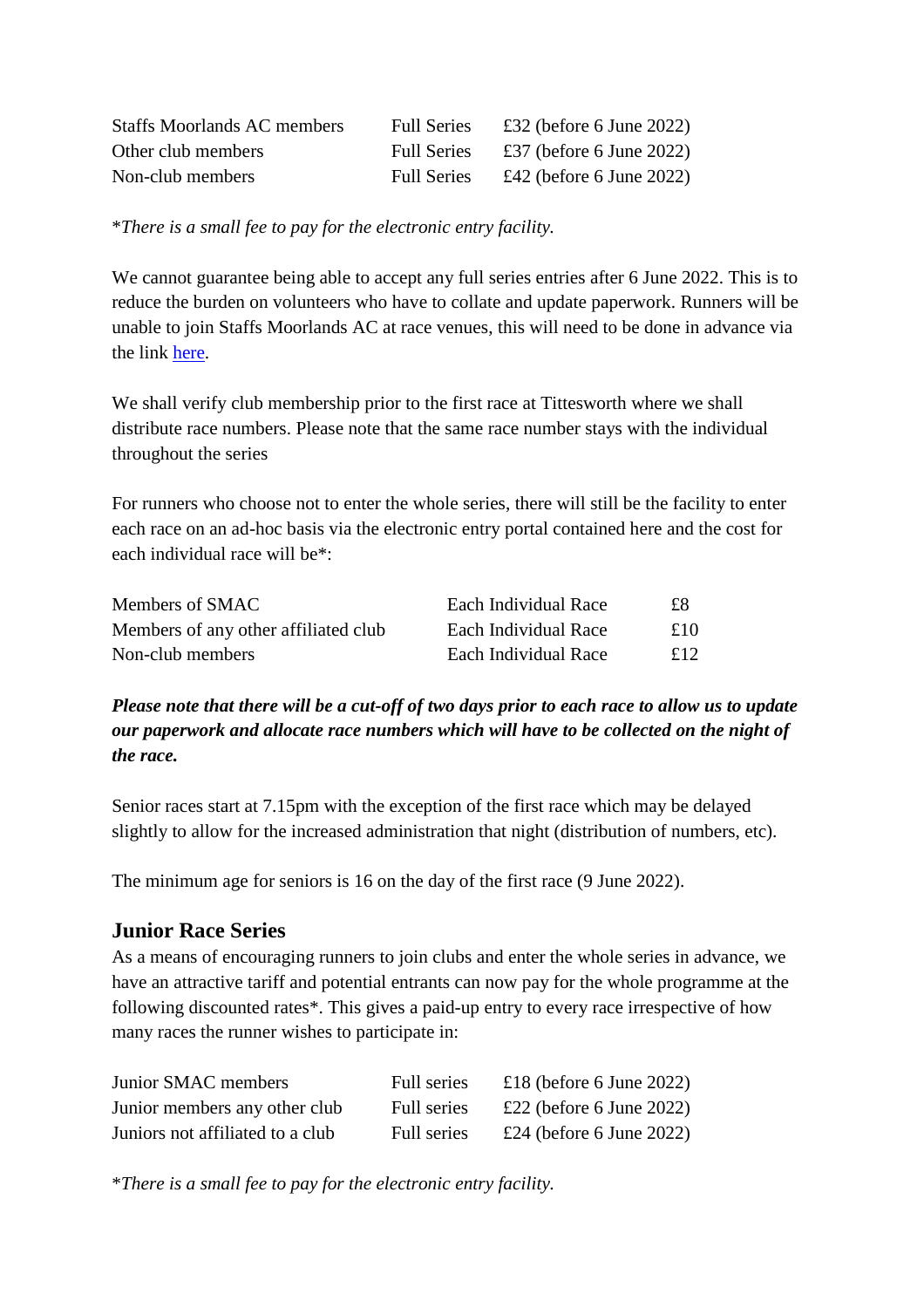| | | |
|---|---|---|
| Staffs Moorlands AC members | Full Series | £32 (before 6 June 2022) |
| Other club members | Full Series | £37 (before 6 June 2022) |
| Non-club members | Full Series | £42 (before 6 June 2022) |

**There is a small fee to pay for the electronic entry facility.*

We cannot guarantee being able to accept any full series entries after 6 June 2022. This is to reduce the burden on volunteers who have to collate and update paperwork. Runners will be unable to join Staffs Moorlands AC at race venues, this will need to be done in advance via the link here.

We shall verify club membership prior to the first race at Tittesworth where we shall distribute race numbers. Please note that the same race number stays with the individual throughout the series

For runners who choose not to enter the whole series, there will still be the facility to enter each race on an ad-hoc basis via the electronic entry portal contained here and the cost for each individual race will be*:

| | | |
|---|---|---|
| Members of SMAC | Each Individual Race | £8 |
| Members of any other affiliated club | Each Individual Race | £10 |
| Non-club members | Each Individual Race | £12 |

***Please note that there will be a cut-off of two days prior to each race to allow us to update our paperwork and allocate race numbers which will have to be collected on the night of the race.***

Senior races start at 7.15pm with the exception of the first race which may be delayed slightly to allow for the increased administration that night (distribution of numbers, etc).

The minimum age for seniors is 16 on the day of the first race (9 June 2022).

## Junior Race Series

As a means of encouraging runners to join clubs and enter the whole series in advance, we have an attractive tariff and potential entrants can now pay for the whole programme at the following discounted rates*. This gives a paid-up entry to every race irrespective of how many races the runner wishes to participate in:

| | | |
|---|---|---|
| Junior SMAC members | Full series | £18 (before 6 June 2022) |
| Junior members any other club | Full series | £22 (before 6 June 2022) |
| Juniors not affiliated to a club | Full series | £24 (before 6 June 2022) |

**There is a small fee to pay for the electronic entry facility.*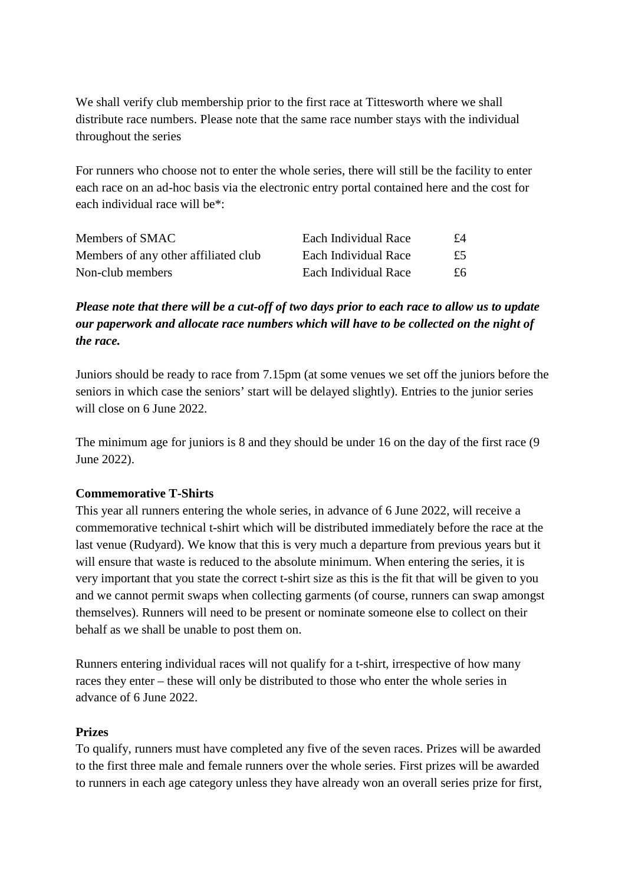We shall verify club membership prior to the first race at Tittesworth where we shall distribute race numbers. Please note that the same race number stays with the individual throughout the series

For runners who choose not to enter the whole series, there will still be the facility to enter each race on an ad-hoc basis via the electronic entry portal contained here and the cost for each individual race will be*:

| | | |
|---|---|---|
| Members of SMAC | Each Individual Race | £4 |
| Members of any other affiliated club | Each Individual Race | £5 |
| Non-club members | Each Individual Race | £6 |

***Please note that there will be a cut-off of two days prior to each race to allow us to update our paperwork and allocate race numbers which will have to be collected on the night of the race.***

Juniors should be ready to race from 7.15pm (at some venues we set off the juniors before the seniors in which case the seniors' start will be delayed slightly). Entries to the junior series will close on 6 June 2022.

The minimum age for juniors is 8 and they should be under 16 on the day of the first race (9 June 2022).

**Commemorative T-Shirts**

This year all runners entering the whole series, in advance of 6 June 2022, will receive a commemorative technical t-shirt which will be distributed immediately before the race at the last venue (Rudyard). We know that this is very much a departure from previous years but it will ensure that waste is reduced to the absolute minimum. When entering the series, it is very important that you state the correct t-shirt size as this is the fit that will be given to you and we cannot permit swaps when collecting garments (of course, runners can swap amongst themselves). Runners will need to be present or nominate someone else to collect on their behalf as we shall be unable to post them on.

Runners entering individual races will not qualify for a t-shirt, irrespective of how many races they enter – these will only be distributed to those who enter the whole series in advance of 6 June 2022.

**Prizes**

To qualify, runners must have completed any five of the seven races. Prizes will be awarded to the first three male and female runners over the whole series. First prizes will be awarded to runners in each age category unless they have already won an overall series prize for first,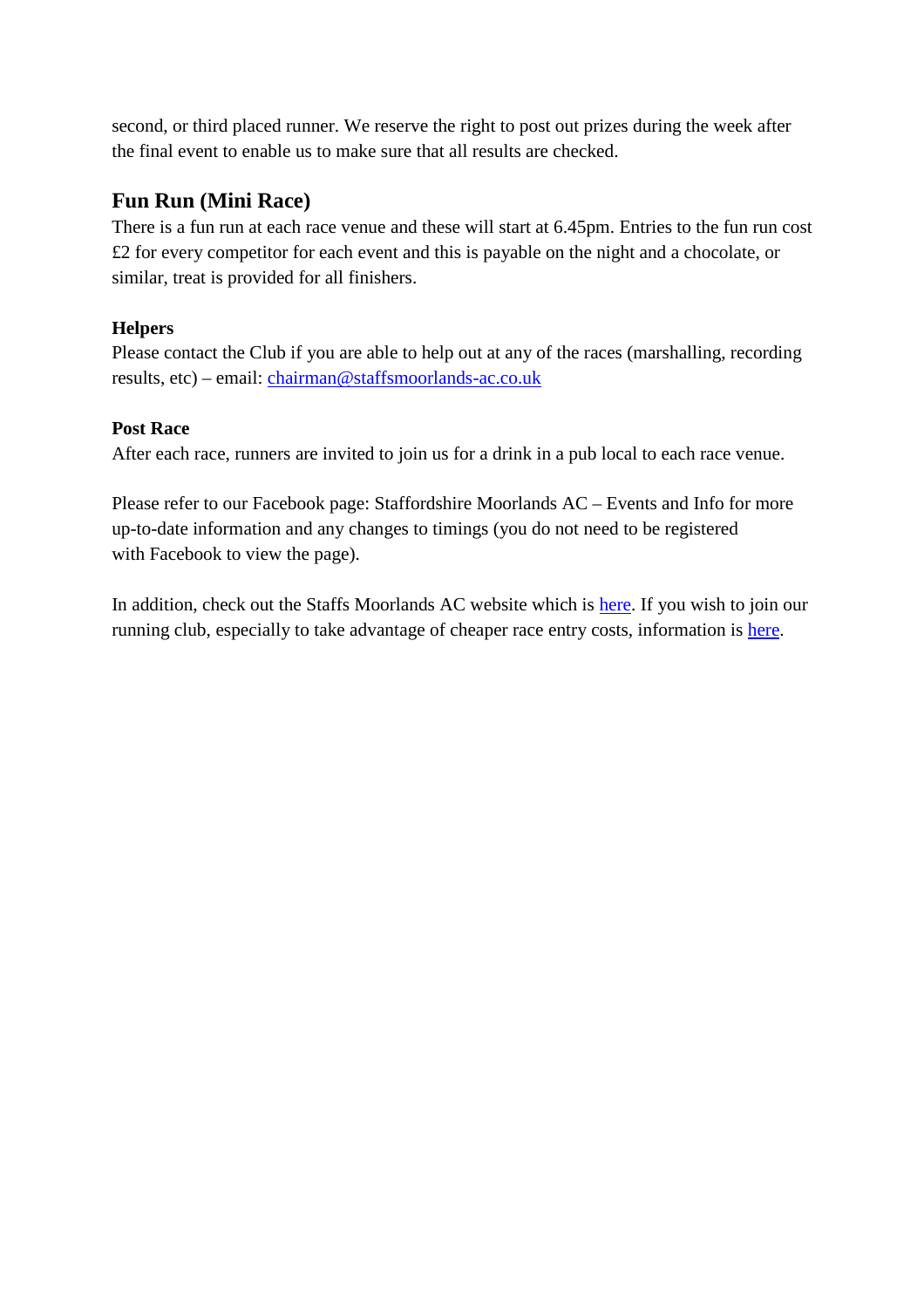second, or third placed runner. We reserve the right to post out prizes during the week after the final event to enable us to make sure that all results are checked.

## Fun Run (Mini Race)

There is a fun run at each race venue and these will start at 6.45pm. Entries to the fun run cost £2 for every competitor for each event and this is payable on the night and a chocolate, or similar, treat is provided for all finishers.

**Helpers**

Please contact the Club if you are able to help out at any of the races (marshalling, recording results, etc) – email: chairman@staffsmoorlands-ac.co.uk

**Post Race**

After each race, runners are invited to join us for a drink in a pub local to each race venue.

Please refer to our Facebook page: Staffordshire Moorlands AC – Events and Info for more up-to-date information and any changes to timings (you do not need to be registered with Facebook to view the page).

In addition, check out the Staffs Moorlands AC website which is here. If you wish to join our running club, especially to take advantage of cheaper race entry costs, information is here.